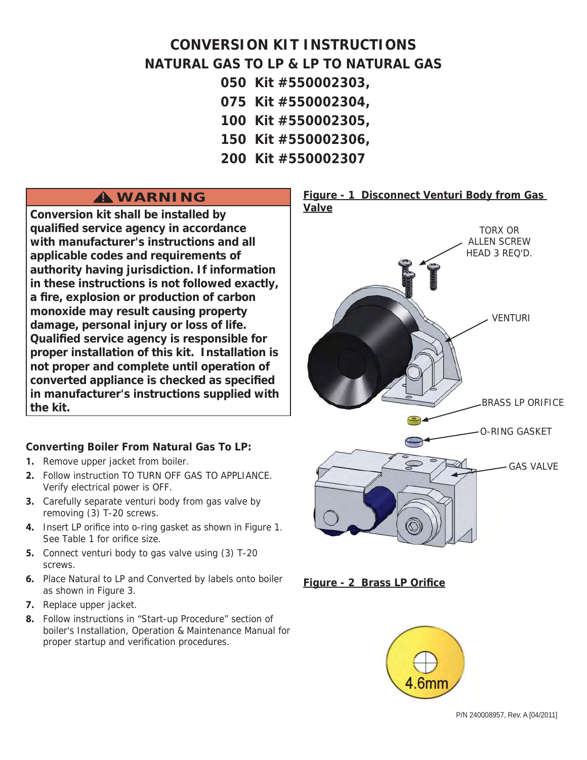# CONVERSION KIT INSTRUCTIONS

## NATURAL GAS TO LP & LP TO NATURAL GAS

**050 Kit #550002303,**
**075 Kit #550002304,**
**100 Kit #550002305,**
**150 Kit #550002306,**
**200 Kit #550002307**

> **⚠ WARNING**
>
> **Conversion kit shall be installed by qualified service agency in accordance with manufacturer's instructions and all applicable codes and requirements of authority having jurisdiction. If information in these instructions is not followed exactly, a fire, explosion or production of carbon monoxide may result causing property damage, personal injury or loss of life. Qualified service agency is responsible for proper installation of this kit. Installation is not proper and complete until operation of converted appliance is checked as specified in manufacturer's instructions supplied with the kit.**

### Converting Boiler From Natural Gas To LP:

1. Remove upper jacket from boiler.
2. Follow instruction TO TURN OFF GAS TO APPLIANCE. Verify electrical power is OFF.
3. Carefully separate venturi body from gas valve by removing (3) T-20 screws.
4. Insert LP orifice into o-ring gasket as shown in Figure 1. See Table 1 for orifice size.
5. Connect venturi body to gas valve using (3) T-20 screws.
6. Place Natural to LP and Converted by labels onto boiler as shown in Figure 3.
7. Replace upper jacket.
8. Follow instructions in "Start-up Procedure" section of boiler's Installation, Operation & Maintenance Manual for proper startup and verification procedures.

**Figure - 1 Disconnect Venturi Body from Gas Valve**

TORX OR ALLEN SCREW HEAD 3 REQ'D.

VENTURI

BRASS LP ORIFICE

O-RING GASKET

GAS VALVE

**Figure - 2 Brass LP Orifice**

4.6mm

P/N 240008957, Rev. A [04/2011]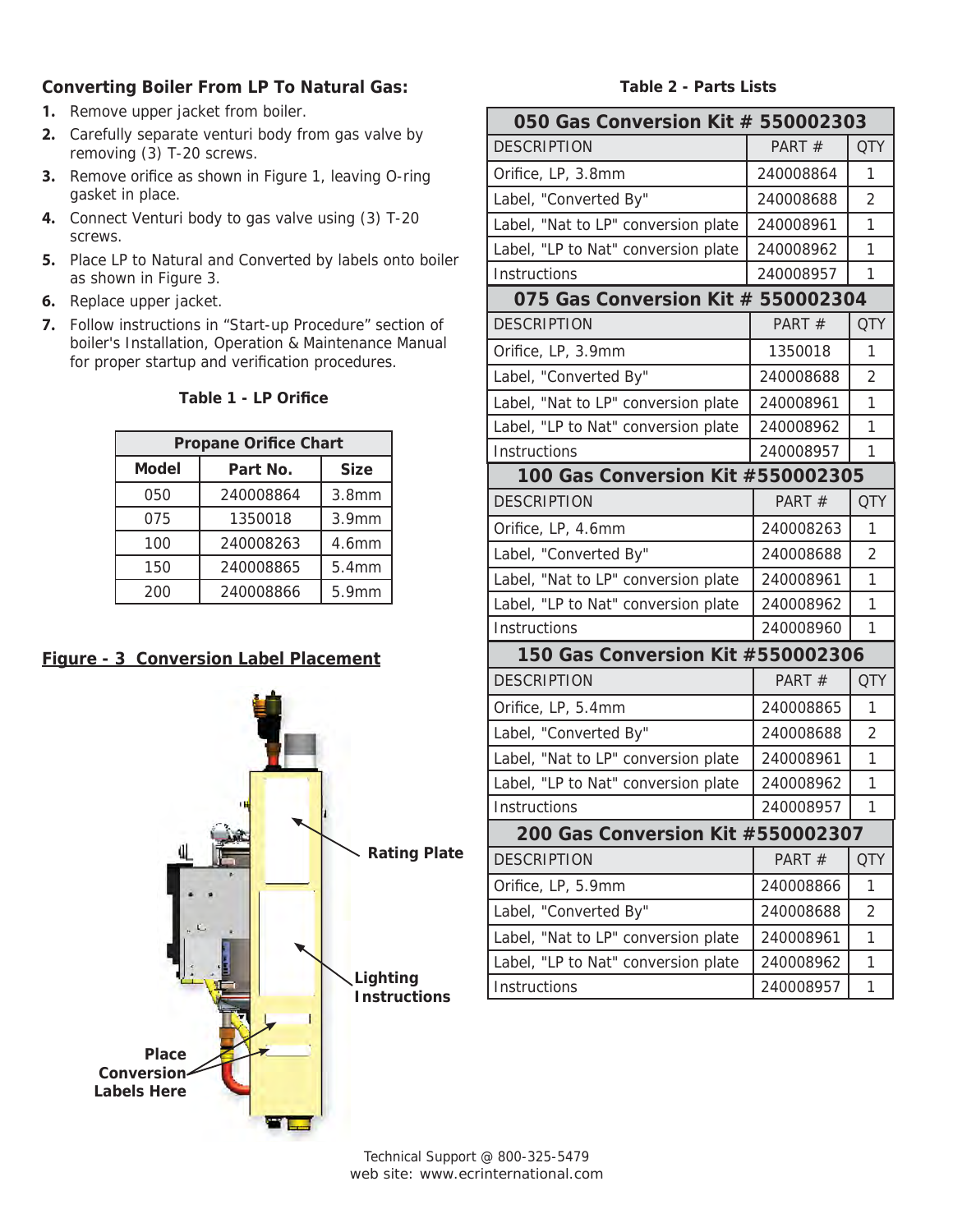## Converting Boiler From LP To Natural Gas:

1. Remove upper jacket from boiler.
2. Carefully separate venturi body from gas valve by removing (3) T-20 screws.
3. Remove orifice as shown in Figure 1, leaving O-ring gasket in place.
4. Connect Venturi body to gas valve using (3) T-20 screws.
5. Place LP to Natural and Converted by labels onto boiler as shown in Figure 3.
6. Replace upper jacket.
7. Follow instructions in “Start-up Procedure” section of boiler's Installation, Operation & Maintenance Manual for proper startup and verification procedures.

**Table 1 - LP Orifice**

| Propane Orifice Chart | | |
|---|---|---|
| **Model** | **Part No.** | **Size** |
| 050 | 240008864 | 3.8mm |
| 075 | 1350018 | 3.9mm |
| 100 | 240008263 | 4.6mm |
| 150 | 240008865 | 5.4mm |
| 200 | 240008866 | 5.9mm |

**Figure - 3 Conversion Label Placement**

Rating Plate

Lighting Instructions

Place Conversion Labels Here

**Table 2 - Parts Lists**

| 050 Gas Conversion Kit # 550002303 | | |
|---|---|---|
| DESCRIPTION | PART # | QTY |
| Orifice, LP, 3.8mm | 240008864 | 1 |
| Label, "Converted By" | 240008688 | 2 |
| Label, "Nat to LP" conversion plate | 240008961 | 1 |
| Label, "LP to Nat" conversion plate | 240008962 | 1 |
| Instructions | 240008957 | 1 |

| 075 Gas Conversion Kit # 550002304 | | |
|---|---|---|
| DESCRIPTION | PART # | QTY |
| Orifice, LP, 3.9mm | 1350018 | 1 |
| Label, "Converted By" | 240008688 | 2 |
| Label, "Nat to LP" conversion plate | 240008961 | 1 |
| Label, "LP to Nat" conversion plate | 240008962 | 1 |
| Instructions | 240008957 | 1 |

| 100 Gas Conversion Kit #550002305 | | |
|---|---|---|
| DESCRIPTION | PART # | QTY |
| Orifice, LP, 4.6mm | 240008263 | 1 |
| Label, "Converted By" | 240008688 | 2 |
| Label, "Nat to LP" conversion plate | 240008961 | 1 |
| Label, "LP to Nat" conversion plate | 240008962 | 1 |
| Instructions | 240008960 | 1 |

| 150 Gas Conversion Kit #550002306 | | |
|---|---|---|
| DESCRIPTION | PART # | QTY |
| Orifice, LP, 5.4mm | 240008865 | 1 |
| Label, "Converted By" | 240008688 | 2 |
| Label, "Nat to LP" conversion plate | 240008961 | 1 |
| Label, "LP to Nat" conversion plate | 240008962 | 1 |
| Instructions | 240008957 | 1 |

| 200 Gas Conversion Kit #550002307 | | |
|---|---|---|
| DESCRIPTION | PART # | QTY |
| Orifice, LP, 5.9mm | 240008866 | 1 |
| Label, "Converted By" | 240008688 | 2 |
| Label, "Nat to LP" conversion plate | 240008961 | 1 |
| Label, "LP to Nat" conversion plate | 240008962 | 1 |
| Instructions | 240008957 | 1 |

Technical Support @ 800-325-5479
web site: www.ecrinternational.com